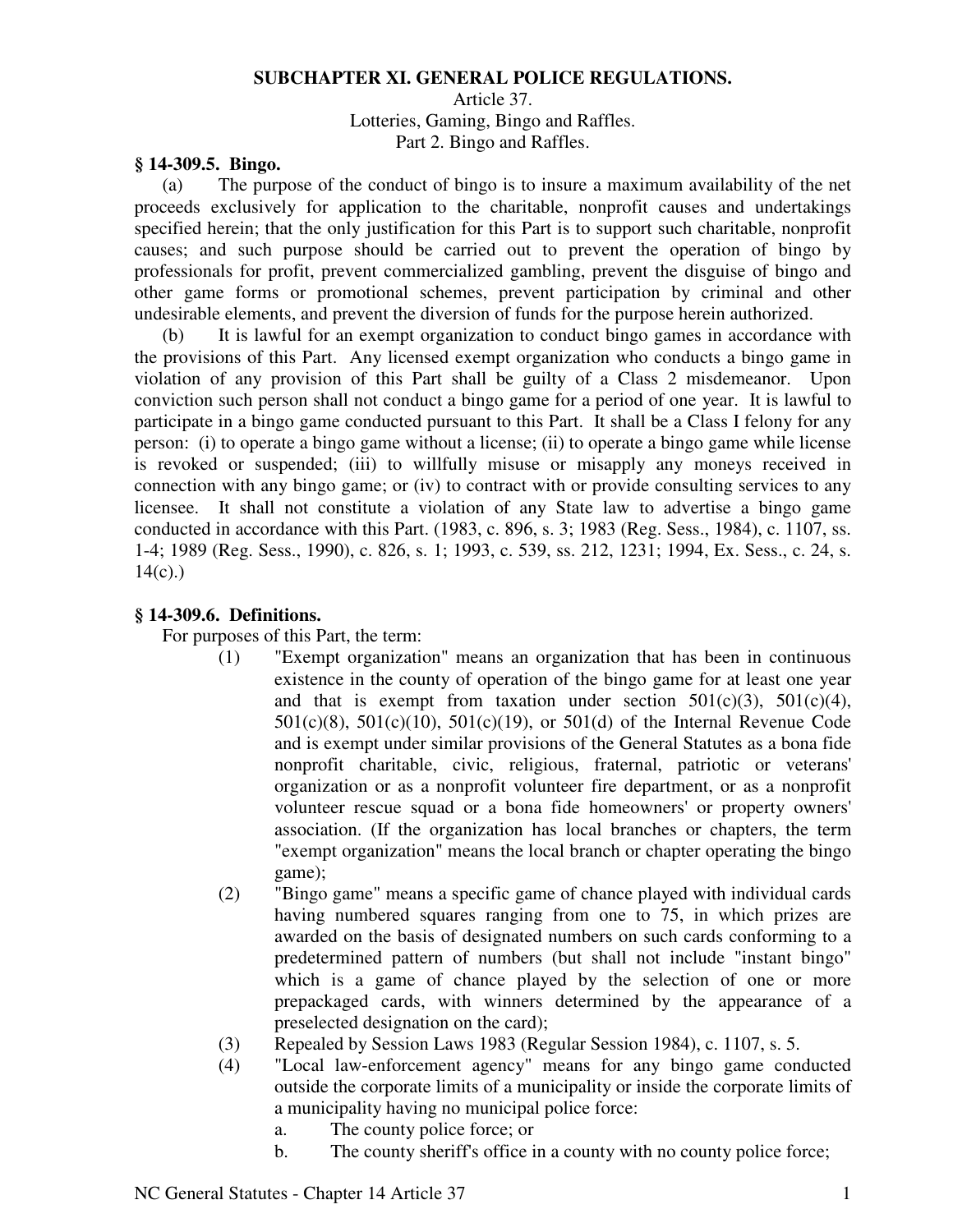## SUBCHAPTER XI. GENERAL POLICE REGULATIONS.

Article 37.

Lotteries, Gaming, Bingo and Raffles.

Part 2. Bingo and Raffles.

### § 14-309.5. Bingo.

(a) The purpose of the conduct of bingo is to insure a maximum availability of the net proceeds exclusively for application to the charitable, nonprofit causes and undertakings specified herein; that the only justification for this Part is to support such charitable, nonprofit causes; and such purpose should be carried out to prevent the operation of bingo by professionals for profit, prevent commercialized gambling, prevent the disguise of bingo and other game forms or promotional schemes, prevent participation by criminal and other undesirable elements, and prevent the diversion of funds for the purpose herein authorized.

(b) It is lawful for an exempt organization to conduct bingo games in accordance with the provisions of this Part. Any licensed exempt organization who conducts a bingo game in violation of any provision of this Part shall be guilty of a Class 2 misdemeanor. Upon conviction such person shall not conduct a bingo game for a period of one year. It is lawful to participate in a bingo game conducted pursuant to this Part. It shall be a Class I felony for any person: (i) to operate a bingo game without a license; (ii) to operate a bingo game while license is revoked or suspended; (iii) to willfully misuse or misapply any moneys received in connection with any bingo game; or (iv) to contract with or provide consulting services to any licensee. It shall not constitute a violation of any State law to advertise a bingo game conducted in accordance with this Part. (1983, c. 896, s. 3; 1983 (Reg. Sess., 1984), c. 1107, ss. 1-4; 1989 (Reg. Sess., 1990), c. 826, s. 1; 1993, c. 539, ss. 212, 1231; 1994, Ex. Sess., c. 24, s. 14(c).)

### § 14-309.6. Definitions.

For purposes of this Part, the term:

(1) "Exempt organization" means an organization that has been in continuous existence in the county of operation of the bingo game for at least one year and that is exempt from taxation under section 501(c)(3), 501(c)(4), 501(c)(8), 501(c)(10), 501(c)(19), or 501(d) of the Internal Revenue Code and is exempt under similar provisions of the General Statutes as a bona fide nonprofit charitable, civic, religious, fraternal, patriotic or veterans' organization or as a nonprofit volunteer fire department, or as a nonprofit volunteer rescue squad or a bona fide homeowners' or property owners' association. (If the organization has local branches or chapters, the term "exempt organization" means the local branch or chapter operating the bingo game);

(2) "Bingo game" means a specific game of chance played with individual cards having numbered squares ranging from one to 75, in which prizes are awarded on the basis of designated numbers on such cards conforming to a predetermined pattern of numbers (but shall not include "instant bingo" which is a game of chance played by the selection of one or more prepackaged cards, with winners determined by the appearance of a preselected designation on the card);

(3) Repealed by Session Laws 1983 (Regular Session 1984), c. 1107, s. 5.

(4) "Local law-enforcement agency" means for any bingo game conducted outside the corporate limits of a municipality or inside the corporate limits of a municipality having no municipal police force:

   a. The county police force; or

   b. The county sheriff's office in a county with no county police force;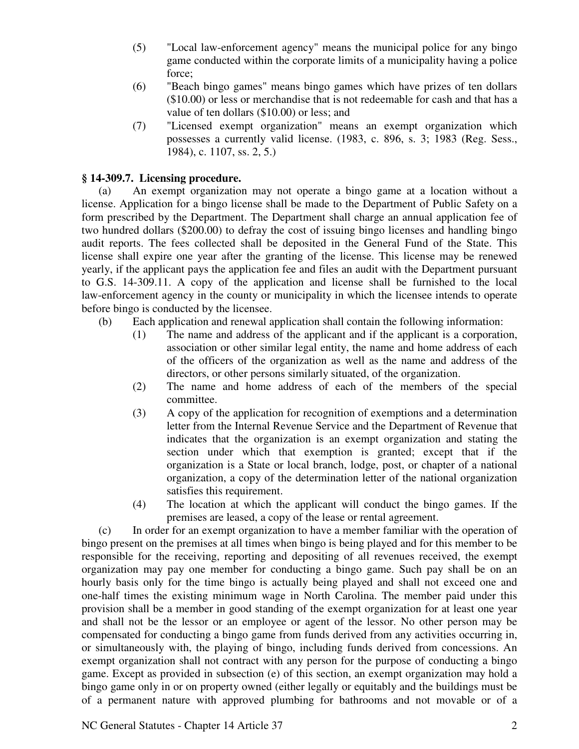(5) "Local law-enforcement agency" means the municipal police for any bingo game conducted within the corporate limits of a municipality having a police force;

(6) "Beach bingo games" means bingo games which have prizes of ten dollars ($10.00) or less or merchandise that is not redeemable for cash and that has a value of ten dollars ($10.00) or less; and

(7) "Licensed exempt organization" means an exempt organization which possesses a currently valid license. (1983, c. 896, s. 3; 1983 (Reg. Sess., 1984), c. 1107, ss. 2, 5.)

**§ 14-309.7. Licensing procedure.**

(a) An exempt organization may not operate a bingo game at a location without a license. Application for a bingo license shall be made to the Department of Public Safety on a form prescribed by the Department. The Department shall charge an annual application fee of two hundred dollars ($200.00) to defray the cost of issuing bingo licenses and handling bingo audit reports. The fees collected shall be deposited in the General Fund of the State. This license shall expire one year after the granting of the license. This license may be renewed yearly, if the applicant pays the application fee and files an audit with the Department pursuant to G.S. 14-309.11. A copy of the application and license shall be furnished to the local law-enforcement agency in the county or municipality in which the licensee intends to operate before bingo is conducted by the licensee.

(b) Each application and renewal application shall contain the following information:

(1) The name and address of the applicant and if the applicant is a corporation, association or other similar legal entity, the name and home address of each of the officers of the organization as well as the name and address of the directors, or other persons similarly situated, of the organization.

(2) The name and home address of each of the members of the special committee.

(3) A copy of the application for recognition of exemptions and a determination letter from the Internal Revenue Service and the Department of Revenue that indicates that the organization is an exempt organization and stating the section under which that exemption is granted; except that if the organization is a State or local branch, lodge, post, or chapter of a national organization, a copy of the determination letter of the national organization satisfies this requirement.

(4) The location at which the applicant will conduct the bingo games. If the premises are leased, a copy of the lease or rental agreement.

(c) In order for an exempt organization to have a member familiar with the operation of bingo present on the premises at all times when bingo is being played and for this member to be responsible for the receiving, reporting and depositing of all revenues received, the exempt organization may pay one member for conducting a bingo game. Such pay shall be on an hourly basis only for the time bingo is actually being played and shall not exceed one and one-half times the existing minimum wage in North Carolina. The member paid under this provision shall be a member in good standing of the exempt organization for at least one year and shall not be the lessor or an employee or agent of the lessor. No other person may be compensated for conducting a bingo game from funds derived from any activities occurring in, or simultaneously with, the playing of bingo, including funds derived from concessions. An exempt organization shall not contract with any person for the purpose of conducting a bingo game. Except as provided in subsection (e) of this section, an exempt organization may hold a bingo game only in or on property owned (either legally or equitably and the buildings must be of a permanent nature with approved plumbing for bathrooms and not movable or of a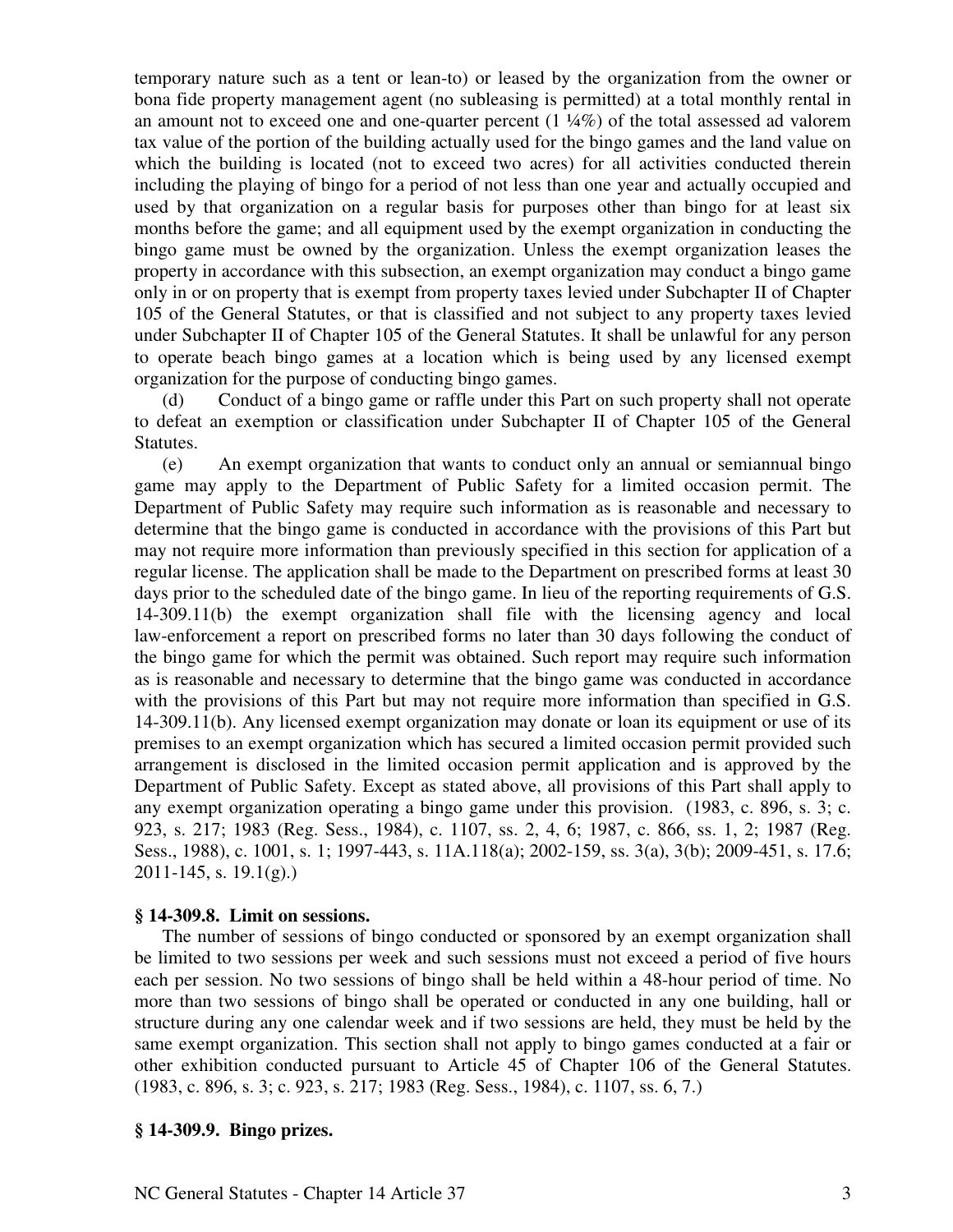temporary nature such as a tent or lean-to) or leased by the organization from the owner or bona fide property management agent (no subleasing is permitted) at a total monthly rental in an amount not to exceed one and one-quarter percent (1 ¼%) of the total assessed ad valorem tax value of the portion of the building actually used for the bingo games and the land value on which the building is located (not to exceed two acres) for all activities conducted therein including the playing of bingo for a period of not less than one year and actually occupied and used by that organization on a regular basis for purposes other than bingo for at least six months before the game; and all equipment used by the exempt organization in conducting the bingo game must be owned by the organization. Unless the exempt organization leases the property in accordance with this subsection, an exempt organization may conduct a bingo game only in or on property that is exempt from property taxes levied under Subchapter II of Chapter 105 of the General Statutes, or that is classified and not subject to any property taxes levied under Subchapter II of Chapter 105 of the General Statutes. It shall be unlawful for any person to operate beach bingo games at a location which is being used by any licensed exempt organization for the purpose of conducting bingo games.

(d) Conduct of a bingo game or raffle under this Part on such property shall not operate to defeat an exemption or classification under Subchapter II of Chapter 105 of the General Statutes.

(e) An exempt organization that wants to conduct only an annual or semiannual bingo game may apply to the Department of Public Safety for a limited occasion permit. The Department of Public Safety may require such information as is reasonable and necessary to determine that the bingo game is conducted in accordance with the provisions of this Part but may not require more information than previously specified in this section for application of a regular license. The application shall be made to the Department on prescribed forms at least 30 days prior to the scheduled date of the bingo game. In lieu of the reporting requirements of G.S. 14-309.11(b) the exempt organization shall file with the licensing agency and local law-enforcement a report on prescribed forms no later than 30 days following the conduct of the bingo game for which the permit was obtained. Such report may require such information as is reasonable and necessary to determine that the bingo game was conducted in accordance with the provisions of this Part but may not require more information than specified in G.S. 14-309.11(b). Any licensed exempt organization may donate or loan its equipment or use of its premises to an exempt organization which has secured a limited occasion permit provided such arrangement is disclosed in the limited occasion permit application and is approved by the Department of Public Safety. Except as stated above, all provisions of this Part shall apply to any exempt organization operating a bingo game under this provision. (1983, c. 896, s. 3; c. 923, s. 217; 1983 (Reg. Sess., 1984), c. 1107, ss. 2, 4, 6; 1987, c. 866, ss. 1, 2; 1987 (Reg. Sess., 1988), c. 1001, s. 1; 1997-443, s. 11A.118(a); 2002-159, ss. 3(a), 3(b); 2009-451, s. 17.6; 2011-145, s. 19.1(g).)

**§ 14-309.8. Limit on sessions.**

The number of sessions of bingo conducted or sponsored by an exempt organization shall be limited to two sessions per week and such sessions must not exceed a period of five hours each per session. No two sessions of bingo shall be held within a 48-hour period of time. No more than two sessions of bingo shall be operated or conducted in any one building, hall or structure during any one calendar week and if two sessions are held, they must be held by the same exempt organization. This section shall not apply to bingo games conducted at a fair or other exhibition conducted pursuant to Article 45 of Chapter 106 of the General Statutes. (1983, c. 896, s. 3; c. 923, s. 217; 1983 (Reg. Sess., 1984), c. 1107, ss. 6, 7.)

**§ 14-309.9. Bingo prizes.**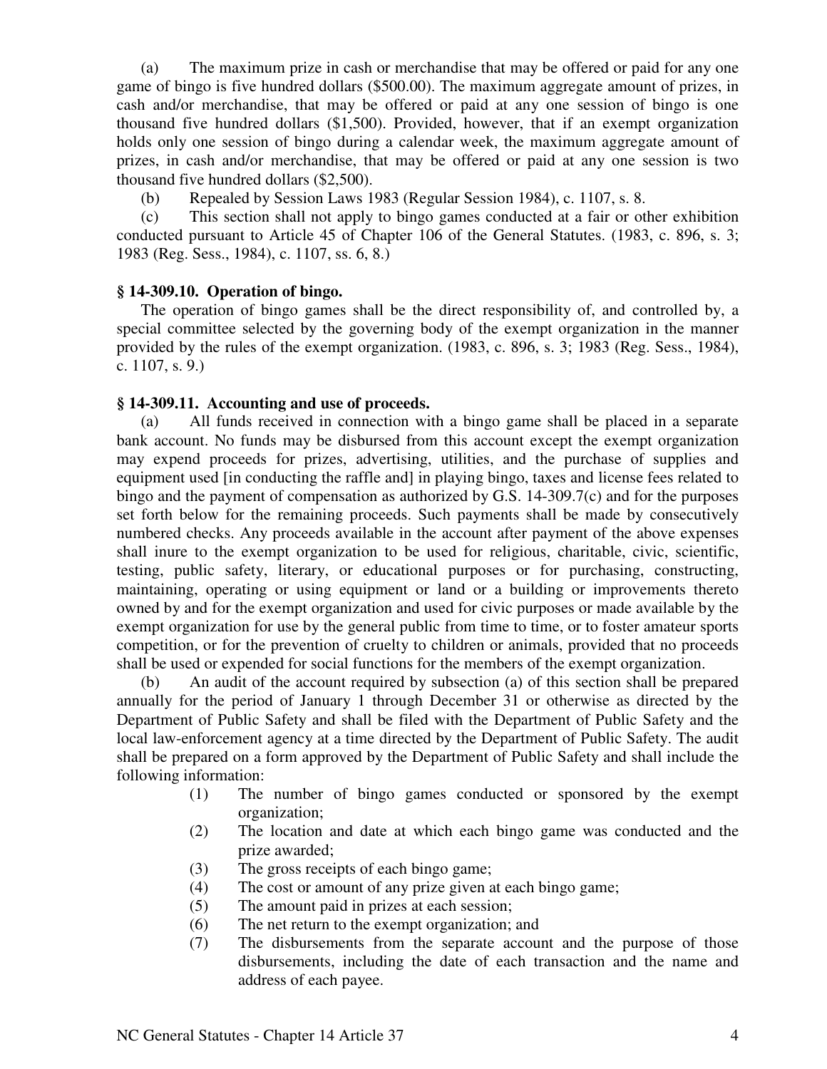(a) The maximum prize in cash or merchandise that may be offered or paid for any one game of bingo is five hundred dollars ($500.00). The maximum aggregate amount of prizes, in cash and/or merchandise, that may be offered or paid at any one session of bingo is one thousand five hundred dollars ($1,500). Provided, however, that if an exempt organization holds only one session of bingo during a calendar week, the maximum aggregate amount of prizes, in cash and/or merchandise, that may be offered or paid at any one session is two thousand five hundred dollars ($2,500).

(b) Repealed by Session Laws 1983 (Regular Session 1984), c. 1107, s. 8.

(c) This section shall not apply to bingo games conducted at a fair or other exhibition conducted pursuant to Article 45 of Chapter 106 of the General Statutes. (1983, c. 896, s. 3; 1983 (Reg. Sess., 1984), c. 1107, ss. 6, 8.)

**§ 14-309.10. Operation of bingo.**

The operation of bingo games shall be the direct responsibility of, and controlled by, a special committee selected by the governing body of the exempt organization in the manner provided by the rules of the exempt organization. (1983, c. 896, s. 3; 1983 (Reg. Sess., 1984), c. 1107, s. 9.)

**§ 14-309.11. Accounting and use of proceeds.**

(a) All funds received in connection with a bingo game shall be placed in a separate bank account. No funds may be disbursed from this account except the exempt organization may expend proceeds for prizes, advertising, utilities, and the purchase of supplies and equipment used [in conducting the raffle and] in playing bingo, taxes and license fees related to bingo and the payment of compensation as authorized by G.S. 14-309.7(c) and for the purposes set forth below for the remaining proceeds. Such payments shall be made by consecutively numbered checks. Any proceeds available in the account after payment of the above expenses shall inure to the exempt organization to be used for religious, charitable, civic, scientific, testing, public safety, literary, or educational purposes or for purchasing, constructing, maintaining, operating or using equipment or land or a building or improvements thereto owned by and for the exempt organization and used for civic purposes or made available by the exempt organization for use by the general public from time to time, or to foster amateur sports competition, or for the prevention of cruelty to children or animals, provided that no proceeds shall be used or expended for social functions for the members of the exempt organization.

(b) An audit of the account required by subsection (a) of this section shall be prepared annually for the period of January 1 through December 31 or otherwise as directed by the Department of Public Safety and shall be filed with the Department of Public Safety and the local law-enforcement agency at a time directed by the Department of Public Safety. The audit shall be prepared on a form approved by the Department of Public Safety and shall include the following information:

(1) The number of bingo games conducted or sponsored by the exempt organization;
(2) The location and date at which each bingo game was conducted and the prize awarded;
(3) The gross receipts of each bingo game;
(4) The cost or amount of any prize given at each bingo game;
(5) The amount paid in prizes at each session;
(6) The net return to the exempt organization; and
(7) The disbursements from the separate account and the purpose of those disbursements, including the date of each transaction and the name and address of each payee.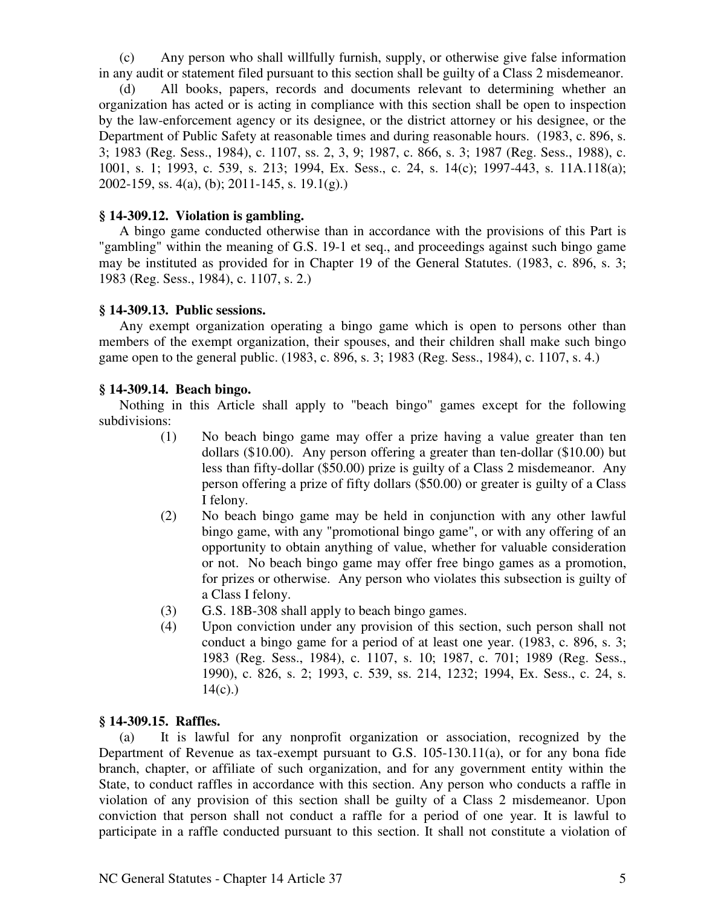(c) Any person who shall willfully furnish, supply, or otherwise give false information in any audit or statement filed pursuant to this section shall be guilty of a Class 2 misdemeanor.

(d) All books, papers, records and documents relevant to determining whether an organization has acted or is acting in compliance with this section shall be open to inspection by the law-enforcement agency or its designee, or the district attorney or his designee, or the Department of Public Safety at reasonable times and during reasonable hours. (1983, c. 896, s. 3; 1983 (Reg. Sess., 1984), c. 1107, ss. 2, 3, 9; 1987, c. 866, s. 3; 1987 (Reg. Sess., 1988), c. 1001, s. 1; 1993, c. 539, s. 213; 1994, Ex. Sess., c. 24, s. 14(c); 1997-443, s. 11A.118(a); 2002-159, ss. 4(a), (b); 2011-145, s. 19.1(g).)

### § 14-309.12. Violation is gambling.

A bingo game conducted otherwise than in accordance with the provisions of this Part is "gambling" within the meaning of G.S. 19-1 et seq., and proceedings against such bingo game may be instituted as provided for in Chapter 19 of the General Statutes. (1983, c. 896, s. 3; 1983 (Reg. Sess., 1984), c. 1107, s. 2.)

### § 14-309.13. Public sessions.

Any exempt organization operating a bingo game which is open to persons other than members of the exempt organization, their spouses, and their children shall make such bingo game open to the general public. (1983, c. 896, s. 3; 1983 (Reg. Sess., 1984), c. 1107, s. 4.)

### § 14-309.14. Beach bingo.

Nothing in this Article shall apply to "beach bingo" games except for the following subdivisions:

(1) No beach bingo game may offer a prize having a value greater than ten dollars ($10.00). Any person offering a greater than ten-dollar ($10.00) but less than fifty-dollar ($50.00) prize is guilty of a Class 2 misdemeanor. Any person offering a prize of fifty dollars ($50.00) or greater is guilty of a Class I felony.

(2) No beach bingo game may be held in conjunction with any other lawful bingo game, with any "promotional bingo game", or with any offering of an opportunity to obtain anything of value, whether for valuable consideration or not. No beach bingo game may offer free bingo games as a promotion, for prizes or otherwise. Any person who violates this subsection is guilty of a Class I felony.

(3) G.S. 18B-308 shall apply to beach bingo games.

(4) Upon conviction under any provision of this section, such person shall not conduct a bingo game for a period of at least one year. (1983, c. 896, s. 3; 1983 (Reg. Sess., 1984), c. 1107, s. 10; 1987, c. 701; 1989 (Reg. Sess., 1990), c. 826, s. 2; 1993, c. 539, ss. 214, 1232; 1994, Ex. Sess., c. 24, s. 14(c).)

### § 14-309.15. Raffles.

(a) It is lawful for any nonprofit organization or association, recognized by the Department of Revenue as tax-exempt pursuant to G.S. 105-130.11(a), or for any bona fide branch, chapter, or affiliate of such organization, and for any government entity within the State, to conduct raffles in accordance with this section. Any person who conducts a raffle in violation of any provision of this section shall be guilty of a Class 2 misdemeanor. Upon conviction that person shall not conduct a raffle for a period of one year. It is lawful to participate in a raffle conducted pursuant to this section. It shall not constitute a violation of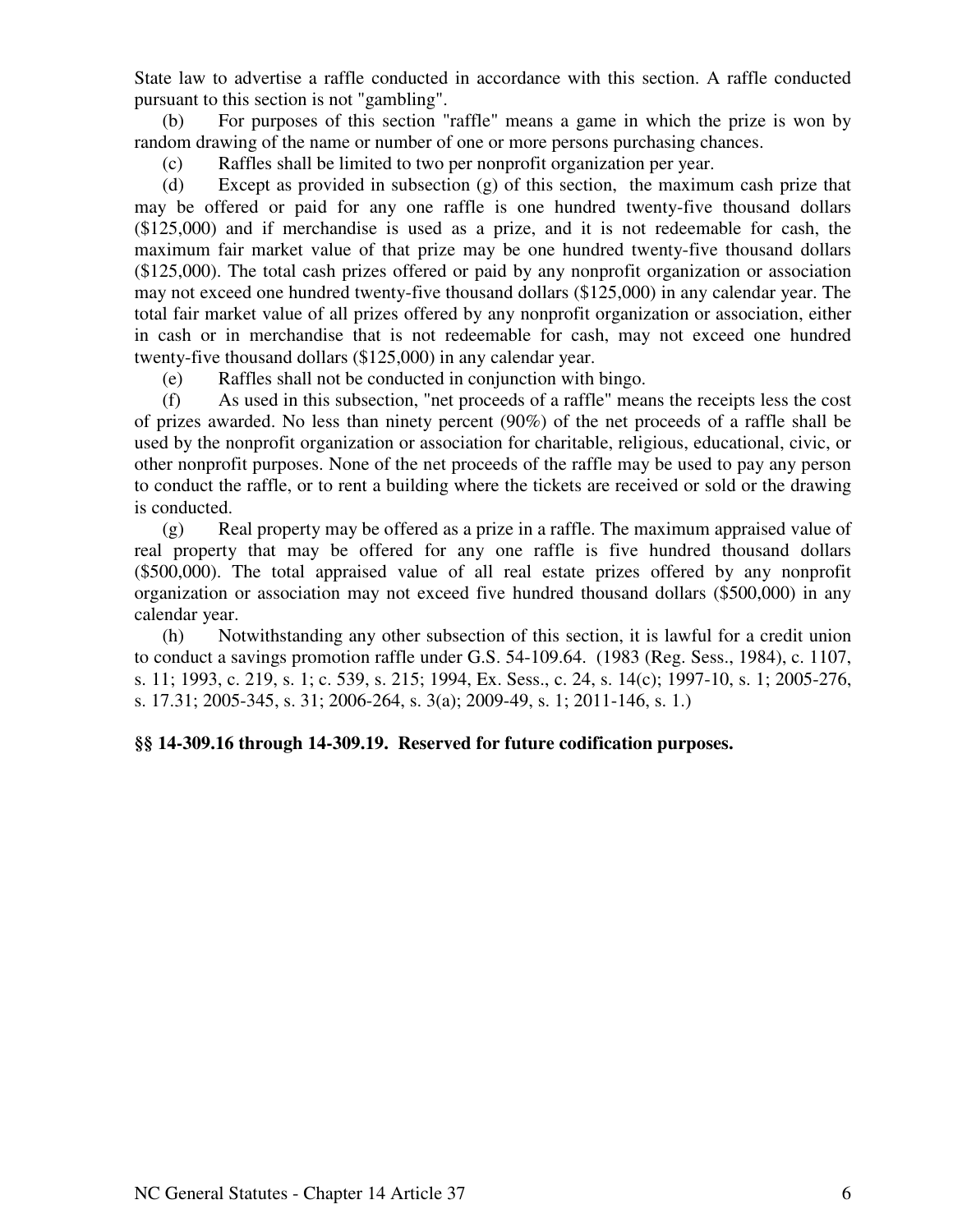State law to advertise a raffle conducted in accordance with this section. A raffle conducted pursuant to this section is not "gambling".

(b) For purposes of this section "raffle" means a game in which the prize is won by random drawing of the name or number of one or more persons purchasing chances.

(c) Raffles shall be limited to two per nonprofit organization per year.

(d) Except as provided in subsection (g) of this section, the maximum cash prize that may be offered or paid for any one raffle is one hundred twenty-five thousand dollars ($125,000) and if merchandise is used as a prize, and it is not redeemable for cash, the maximum fair market value of that prize may be one hundred twenty-five thousand dollars ($125,000). The total cash prizes offered or paid by any nonprofit organization or association may not exceed one hundred twenty-five thousand dollars ($125,000) in any calendar year. The total fair market value of all prizes offered by any nonprofit organization or association, either in cash or in merchandise that is not redeemable for cash, may not exceed one hundred twenty-five thousand dollars ($125,000) in any calendar year.

(e) Raffles shall not be conducted in conjunction with bingo.

(f) As used in this subsection, "net proceeds of a raffle" means the receipts less the cost of prizes awarded. No less than ninety percent (90%) of the net proceeds of a raffle shall be used by the nonprofit organization or association for charitable, religious, educational, civic, or other nonprofit purposes. None of the net proceeds of the raffle may be used to pay any person to conduct the raffle, or to rent a building where the tickets are received or sold or the drawing is conducted.

(g) Real property may be offered as a prize in a raffle. The maximum appraised value of real property that may be offered for any one raffle is five hundred thousand dollars ($500,000). The total appraised value of all real estate prizes offered by any nonprofit organization or association may not exceed five hundred thousand dollars ($500,000) in any calendar year.

(h) Notwithstanding any other subsection of this section, it is lawful for a credit union to conduct a savings promotion raffle under G.S. 54-109.64. (1983 (Reg. Sess., 1984), c. 1107, s. 11; 1993, c. 219, s. 1; c. 539, s. 215; 1994, Ex. Sess., c. 24, s. 14(c); 1997-10, s. 1; 2005-276, s. 17.31; 2005-345, s. 31; 2006-264, s. 3(a); 2009-49, s. 1; 2011-146, s. 1.)

**§§ 14-309.16 through 14-309.19. Reserved for future codification purposes.**